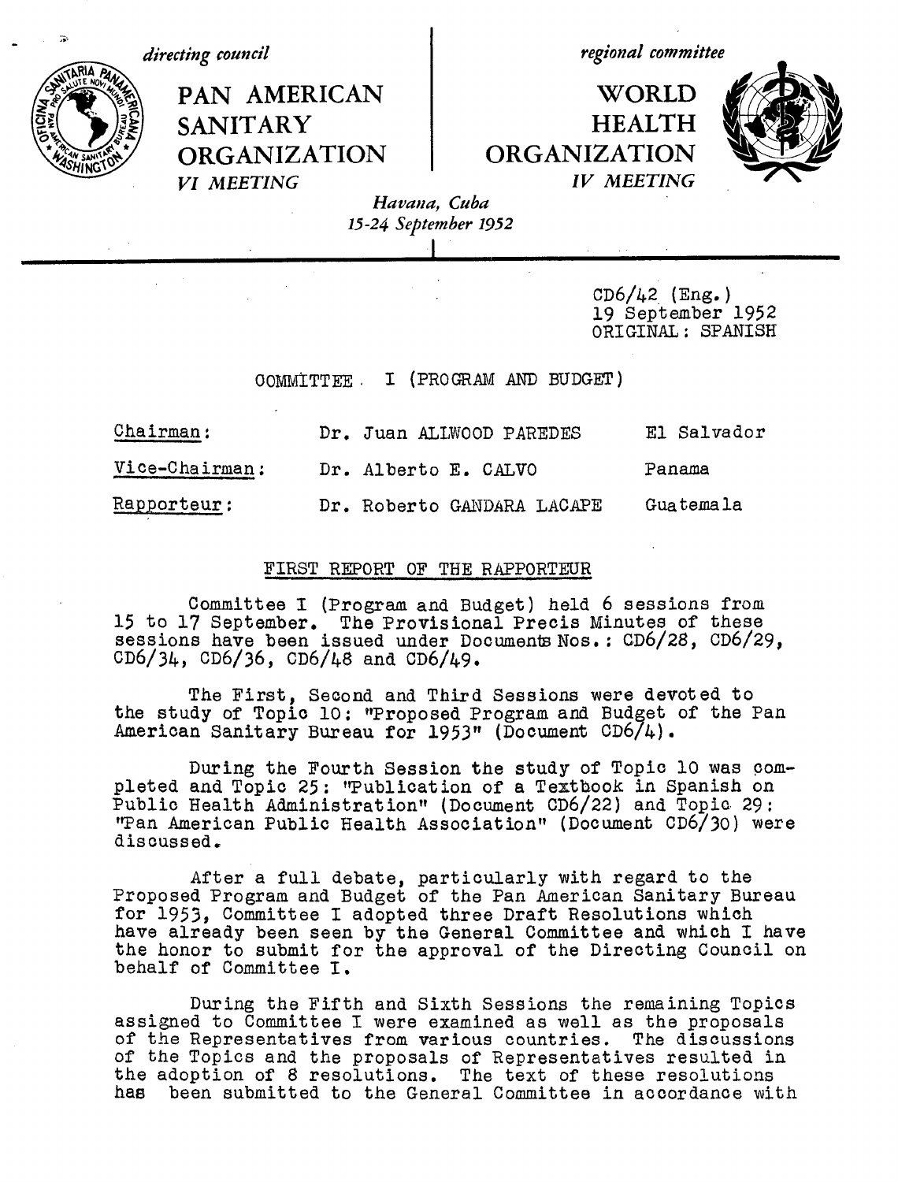*directing council*

**PAN AMERICAN SANITARY ORGANIZATION**

*VI MEETING*

*regional committee*

**WORLD HEALTH ORGANIZATION**

*IV MEETING*

*Havana, Cuba*
*15-24 September 1952*

CD6/42 (Eng.)
19 September 1952
ORIGINAL: SPANISH

## COMMITTEE I (PROGRAM AND BUDGET)

| | | |
|---|---|---|
| Chairman: | Dr. Juan ALLWOOD PAREDES | El Salvador |
| Vice-Chairman: | Dr. Alberto E. CALVO | Panama |
| Rapporteur: | Dr. Roberto GANDARA LACAPE | Guatemala |

### FIRST REPORT OF THE RAPPORTEUR

Committee I (Program and Budget) held 6 sessions from 15 to 17 September. The Provisional Precis Minutes of these sessions have been issued under Documents Nos.: CD6/28, CD6/29, CD6/34, CD6/36, CD6/48 and CD6/49.

The First, Second and Third Sessions were devoted to the study of Topic 10: "Proposed Program and Budget of the Pan American Sanitary Bureau for 1953" (Document CD6/4).

During the Fourth Session the study of Topic 10 was completed and Topic 25: "Publication of a Textbook in Spanish on Public Health Administration" (Document CD6/22) and Topic 29: "Pan American Public Health Association" (Document CD6/30) were discussed.

After a full debate, particularly with regard to the Proposed Program and Budget of the Pan American Sanitary Bureau for 1953, Committee I adopted three Draft Resolutions which have already been seen by the General Committee and which I have the honor to submit for the approval of the Directing Council on behalf of Committee I.

During the Fifth and Sixth Sessions the remaining Topics assigned to Committee I were examined as well as the proposals of the Representatives from various countries. The discussions of the Topics and the proposals of Representatives resulted in the adoption of 8 resolutions. The text of these resolutions has been submitted to the General Committee in accordance with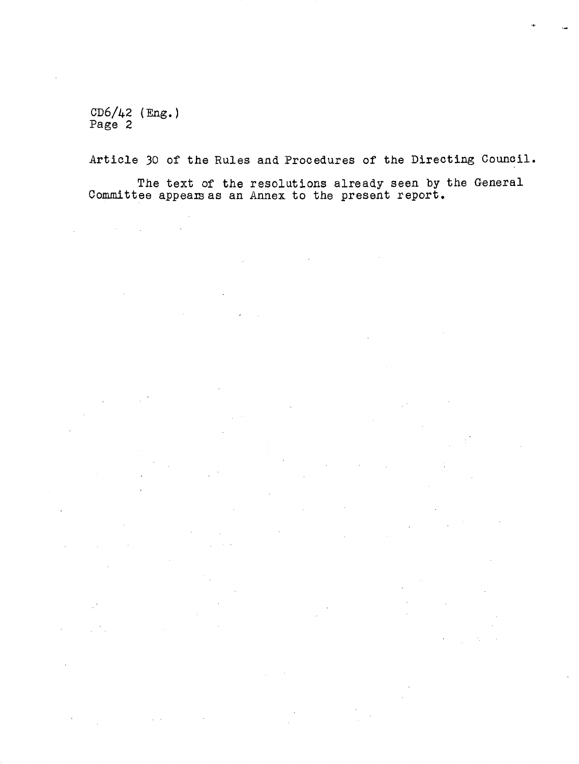Article 30 of the Rules and Procedures of the Directing Council.

The text of the resolutions already seen by the General Committee appears as an Annex to the present report.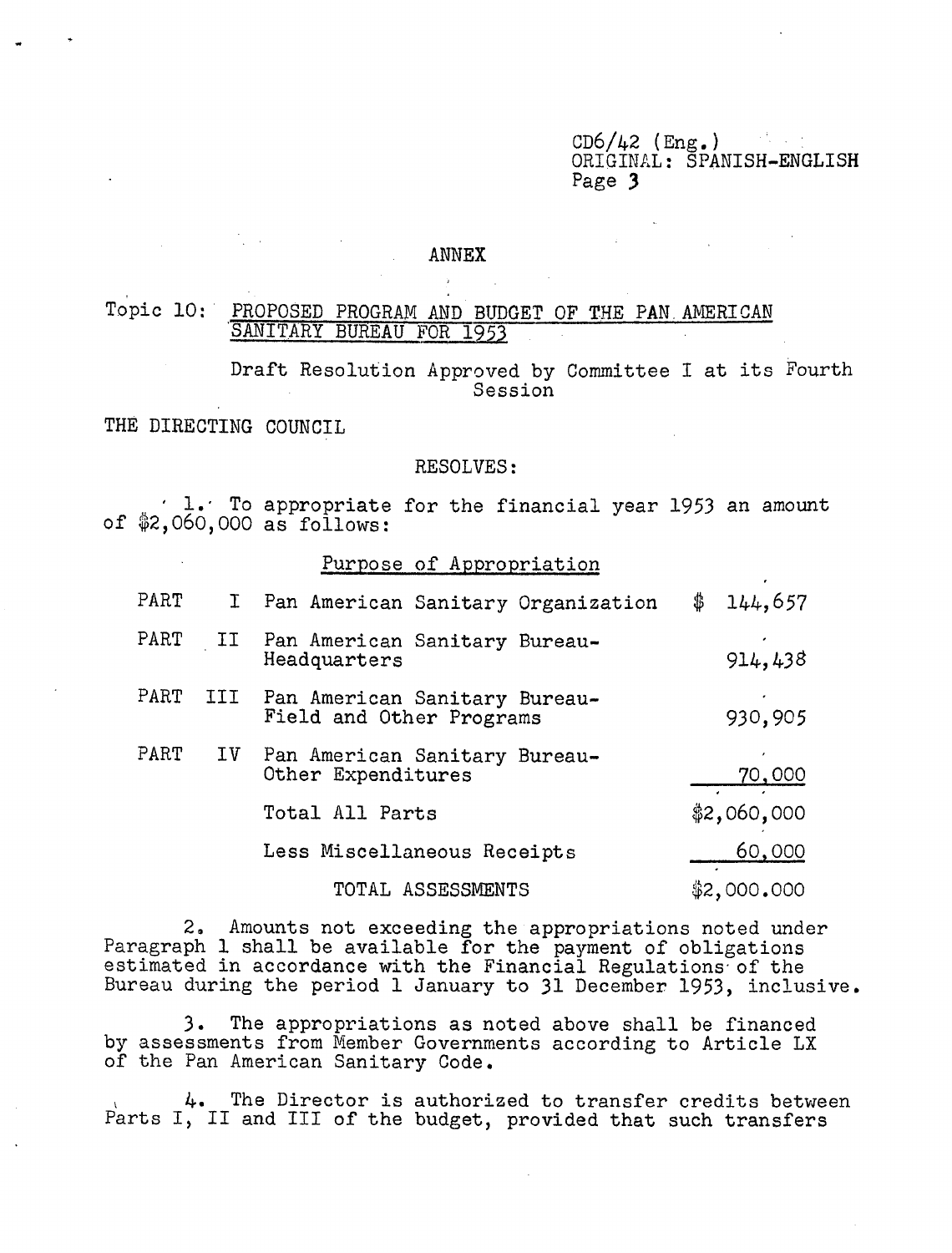CD6/42 (Eng.)
ORIGINAL: SPANISH-ENGLISH

## ANNEX

Topic 10: PROPOSED PROGRAM AND BUDGET OF THE PAN AMERICAN SANITARY BUREAU FOR 1953

Draft Resolution Approved by Committee I at its Fourth Session

THE DIRECTING COUNCIL

RESOLVES:

1. To appropriate for the financial year 1953 an amount of $2,060,000 as follows:

Purpose of Appropriation

| | | | |
|---|---|---|---|
| PART | I | Pan American Sanitary Organization | $ 144,657 |
| PART | II | Pan American Sanitary Bureau-Headquarters | 914,438 |
| PART | III | Pan American Sanitary Bureau-Field and Other Programs | 930,905 |
| PART | IV | Pan American Sanitary Bureau-Other Expenditures | 70,000 |
| | | Total All Parts | $2,060,000 |
| | | Less Miscellaneous Receipts | 60,000 |
| | | TOTAL ASSESSMENTS | $2,000.000 |

2. Amounts not exceeding the appropriations noted under Paragraph 1 shall be available for the payment of obligations estimated in accordance with the Financial Regulations of the Bureau during the period 1 January to 31 December 1953, inclusive.

3. The appropriations as noted above shall be financed by assessments from Member Governments according to Article LX of the Pan American Sanitary Code.

4. The Director is authorized to transfer credits between Parts I, II and III of the budget, provided that such transfers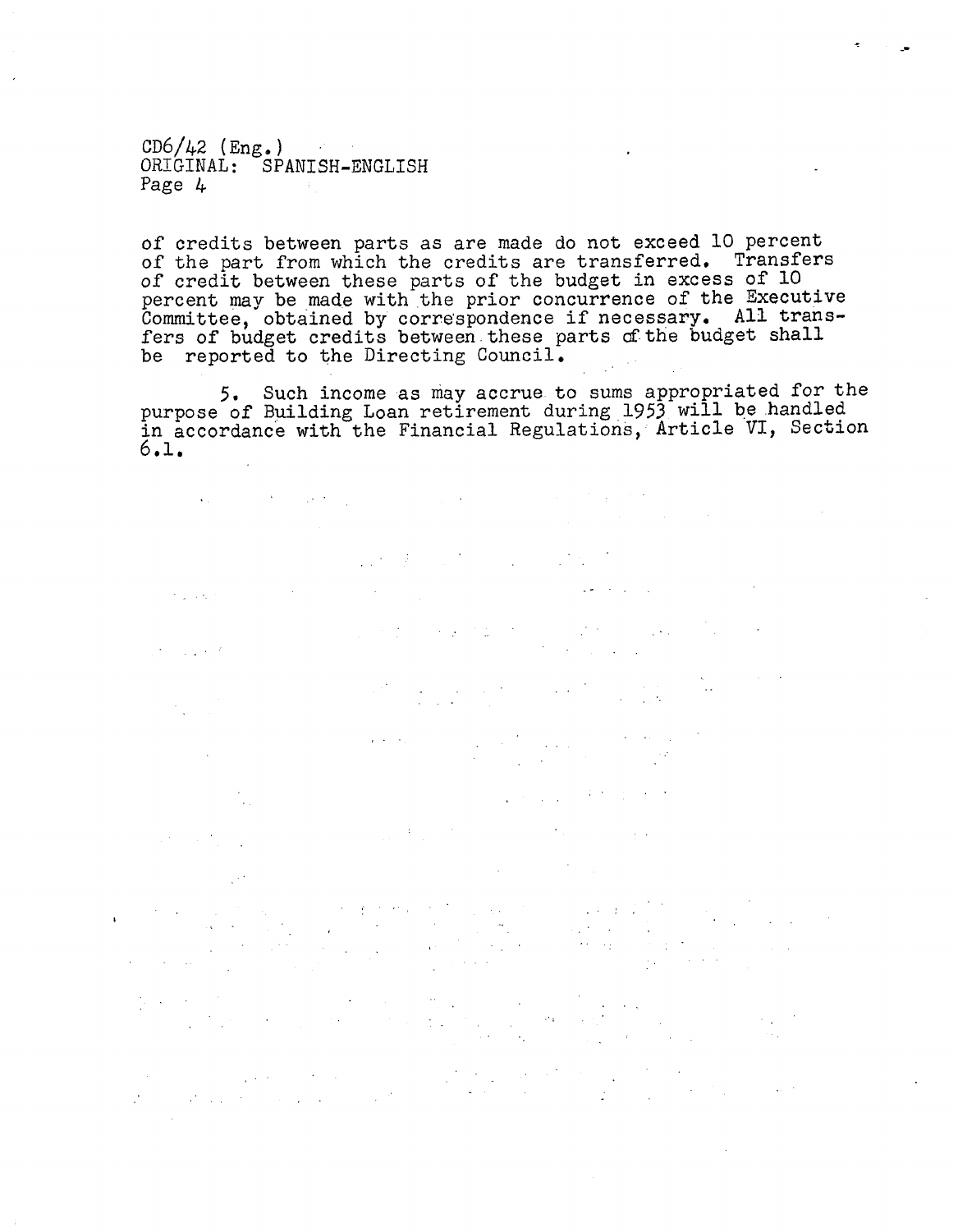of credits between parts as are made do not exceed 10 percent of the part from which the credits are transferred. Transfers of credit between these parts of the budget in excess of 10 percent may be made with the prior concurrence of the Executive Committee, obtained by correspondence if necessary. All transfers of budget credits between these parts of the budget shall be reported to the Directing Council.

5. Such income as may accrue to sums appropriated for the purpose of Building Loan retirement during 1953 will be handled in accordance with the Financial Regulations, Article VI, Section 6.1.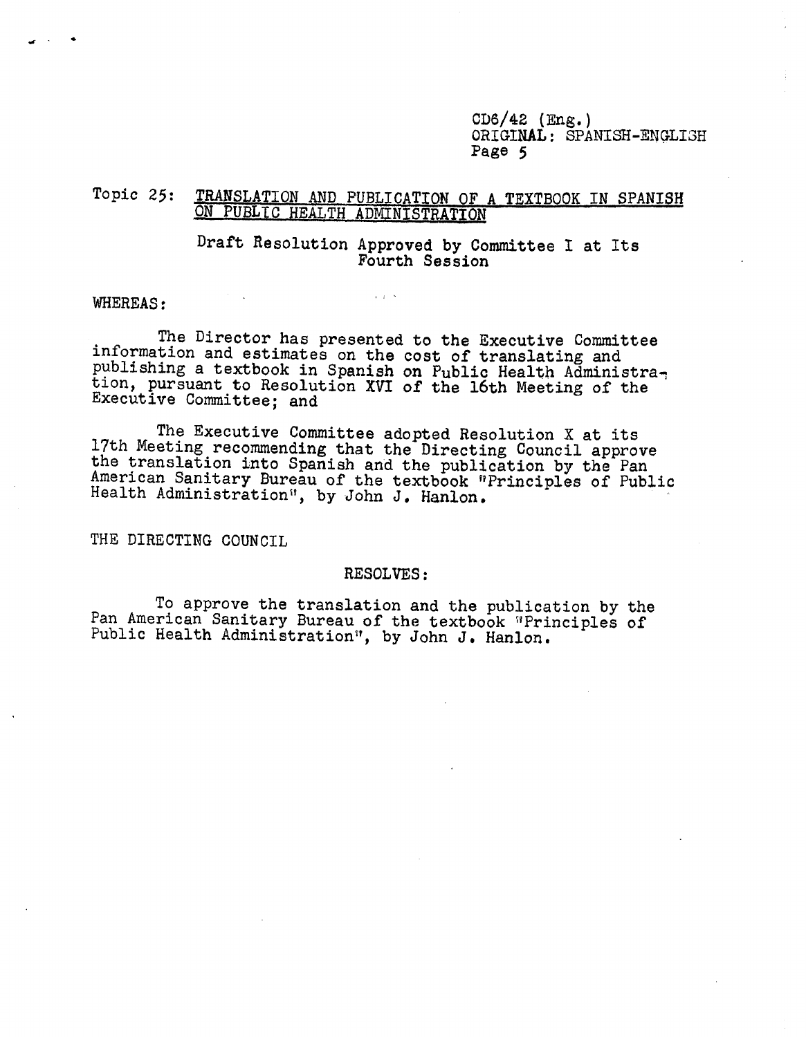CD6/42 (Eng.)
ORIGINAL: SPANISH-ENGLISH
Page 5

## Topic 25: TRANSLATION AND PUBLICATION OF A TEXTBOOK IN SPANISH ON PUBLIC HEALTH ADMINISTRATION

### Draft Resolution Approved by Committee I at Its Fourth Session

WHEREAS:

The Director has presented to the Executive Committee information and estimates on the cost of translating and publishing a textbook in Spanish on Public Health Administration, pursuant to Resolution XVI of the 16th Meeting of the Executive Committee; and

The Executive Committee adopted Resolution X at its 17th Meeting recommending that the Directing Council approve the translation into Spanish and the publication by the Pan American Sanitary Bureau of the textbook "Principles of Public Health Administration", by John J. Hanlon.

THE DIRECTING COUNCIL

RESOLVES:

To approve the translation and the publication by the Pan American Sanitary Bureau of the textbook "Principles of Public Health Administration", by John J. Hanlon.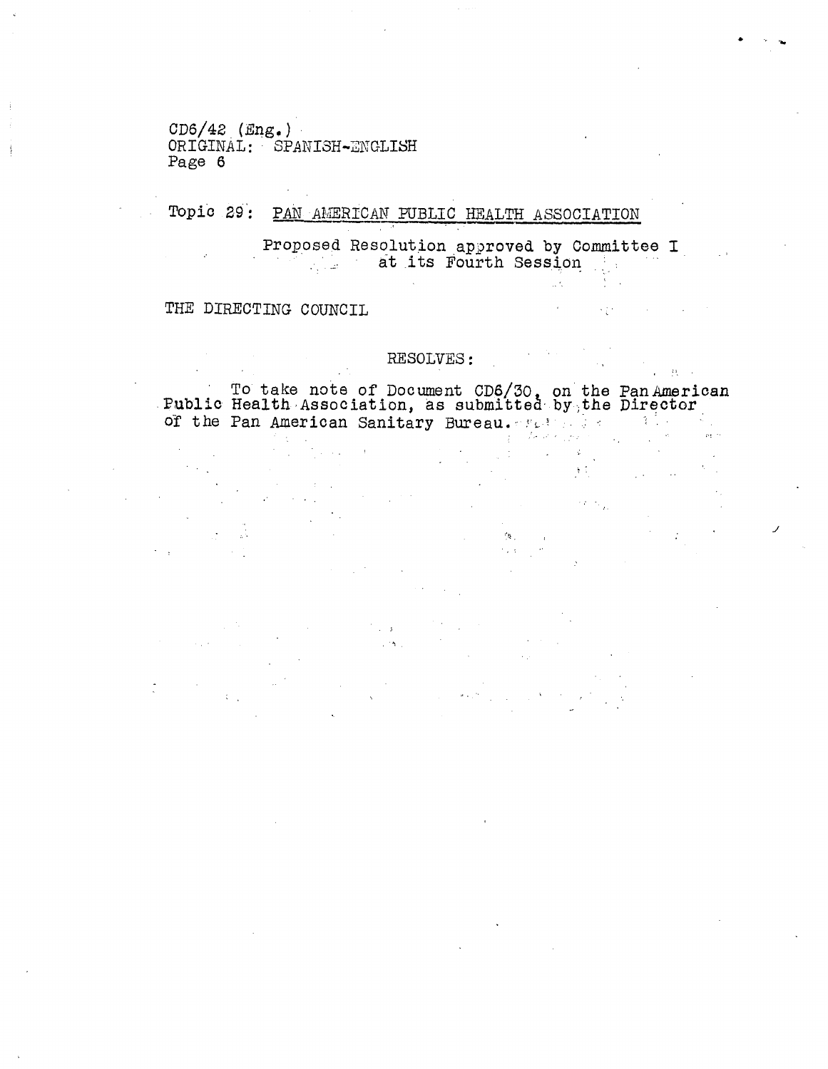CD6/42 (Eng.)
ORIGINAL: SPANISH-ENGLISH

## Topic 29: PAN AMERICAN PUBLIC HEALTH ASSOCIATION

Proposed Resolution approved by Committee I at its Fourth Session

THE DIRECTING COUNCIL

RESOLVES:

To take note of Document CD6/30, on the Pan American Public Health Association, as submitted by the Director of the Pan American Sanitary Bureau.